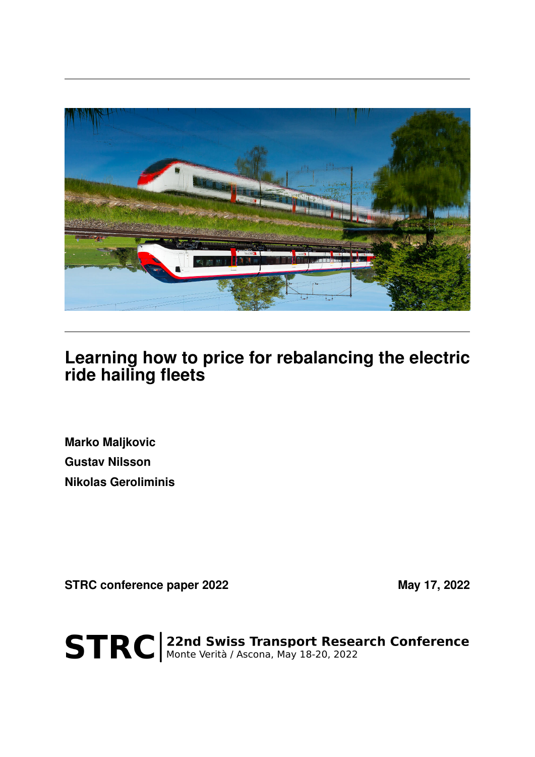# Learning how to price for rebalancing the electric ride hailing fleets

**Marko Maljkovic**

**Gustav Nilsson**

**Nikolas Geroliminis**

**STRC conference paper 2022** **May 17, 2022**

**STRC** | **22nd Swiss Transport Research Conference**
Monte Verità / Ascona, May 18-20, 2022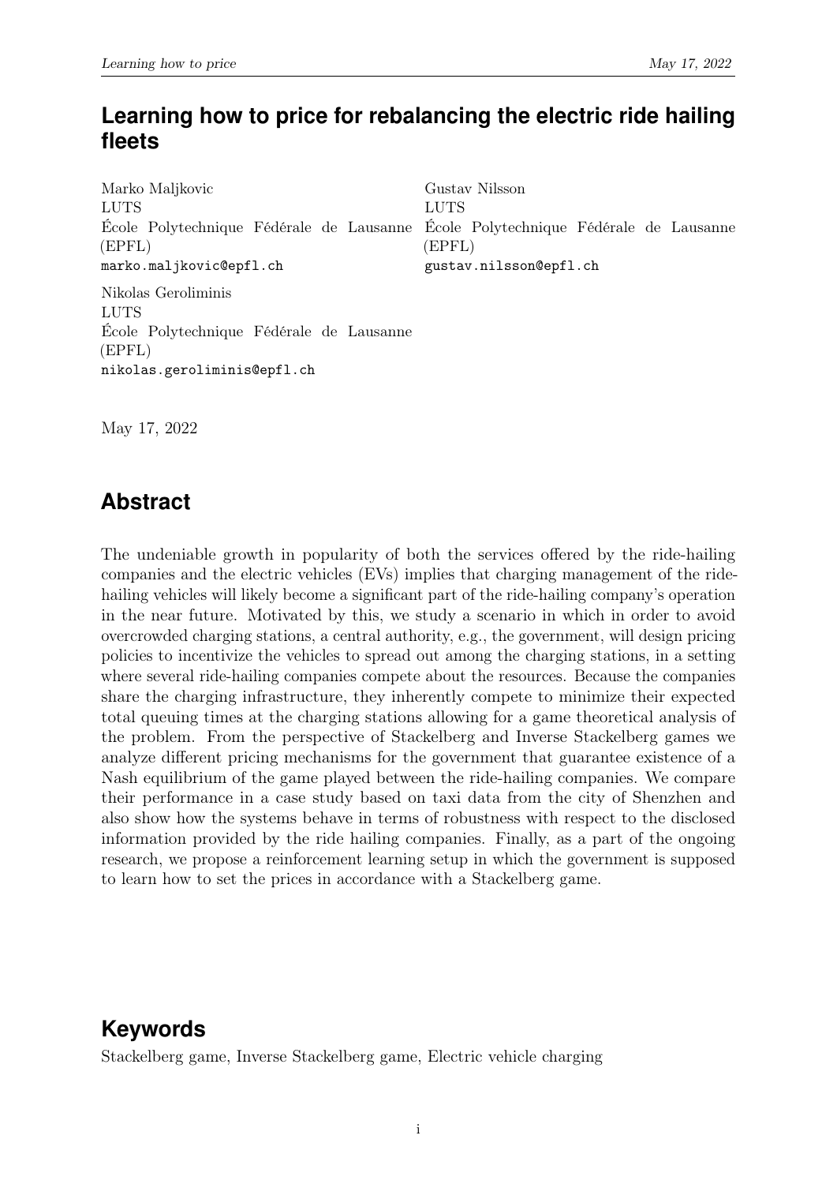# Learning how to price for rebalancing the electric ride hailing fleets

Marko Maljkovic
LUTS
École Polytechnique Fédérale de Lausanne (EPFL)
marko.maljkovic@epfl.ch

Gustav Nilsson
LUTS
École Polytechnique Fédérale de Lausanne (EPFL)
gustav.nilsson@epfl.ch

Nikolas Geroliminis
LUTS
École Polytechnique Fédérale de Lausanne (EPFL)
nikolas.geroliminis@epfl.ch

May 17, 2022

## Abstract

The undeniable growth in popularity of both the services offered by the ride-hailing companies and the electric vehicles (EVs) implies that charging management of the ride-hailing vehicles will likely become a significant part of the ride-hailing company's operation in the near future. Motivated by this, we study a scenario in which in order to avoid overcrowded charging stations, a central authority, e.g., the government, will design pricing policies to incentivize the vehicles to spread out among the charging stations, in a setting where several ride-hailing companies compete about the resources. Because the companies share the charging infrastructure, they inherently compete to minimize their expected total queuing times at the charging stations allowing for a game theoretical analysis of the problem. From the perspective of Stackelberg and Inverse Stackelberg games we analyze different pricing mechanisms for the government that guarantee existence of a Nash equilibrium of the game played between the ride-hailing companies. We compare their performance in a case study based on taxi data from the city of Shenzhen and also show how the systems behave in terms of robustness with respect to the disclosed information provided by the ride hailing companies. Finally, as a part of the ongoing research, we propose a reinforcement learning setup in which the government is supposed to learn how to set the prices in accordance with a Stackelberg game.

## Keywords

Stackelberg game, Inverse Stackelberg game, Electric vehicle charging